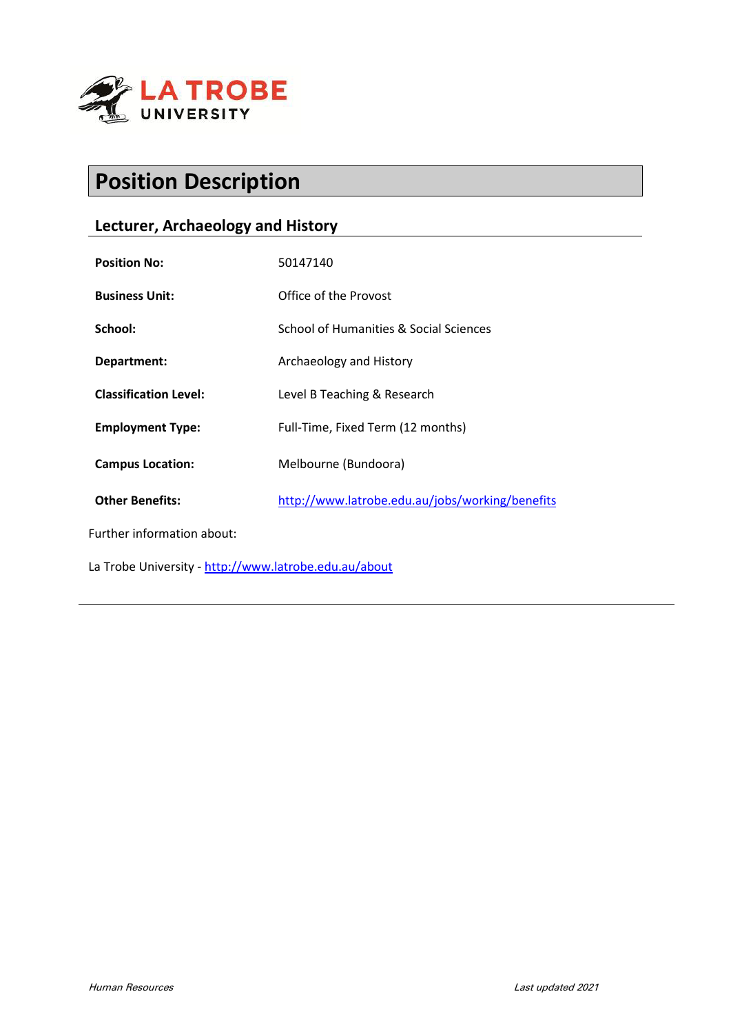# Position Description

## Lecturer, Archaeology and History

| | |
|---|---|
| **Position No:** | 50147140 |
| **Business Unit:** | Office of the Provost |
| **School:** | School of Humanities & Social Sciences |
| **Department:** | Archaeology and History |
| **Classification Level:** | Level B Teaching & Research |
| **Employment Type:** | Full-Time, Fixed Term (12 months) |
| **Campus Location:** | Melbourne (Bundoora) |
| **Other Benefits:** | http://www.latrobe.edu.au/jobs/working/benefits |

Further information about:

La Trobe University - http://www.latrobe.edu.au/about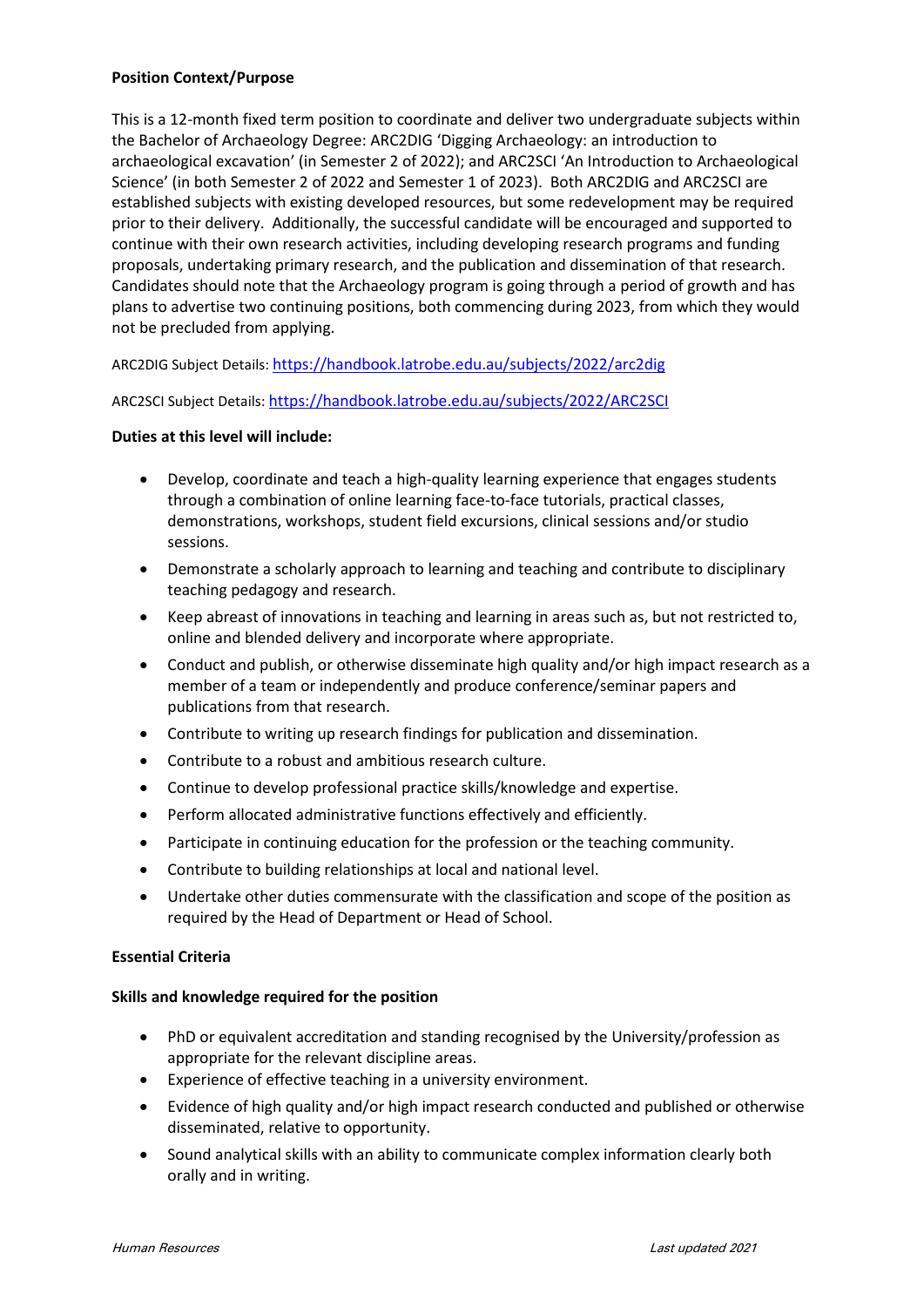**Position Context/Purpose**

This is a 12-month fixed term position to coordinate and deliver two undergraduate subjects within the Bachelor of Archaeology Degree: ARC2DIG 'Digging Archaeology: an introduction to archaeological excavation' (in Semester 2 of 2022); and ARC2SCI 'An Introduction to Archaeological Science' (in both Semester 2 of 2022 and Semester 1 of 2023). Both ARC2DIG and ARC2SCI are established subjects with existing developed resources, but some redevelopment may be required prior to their delivery. Additionally, the successful candidate will be encouraged and supported to continue with their own research activities, including developing research programs and funding proposals, undertaking primary research, and the publication and dissemination of that research. Candidates should note that the Archaeology program is going through a period of growth and has plans to advertise two continuing positions, both commencing during 2023, from which they would not be precluded from applying.

ARC2DIG Subject Details: [https://handbook.latrobe.edu.au/subjects/2022/arc2dig](https://handbook.latrobe.edu.au/subjects/2022/arc2dig)

ARC2SCI Subject Details: [https://handbook.latrobe.edu.au/subjects/2022/ARC2SCI](https://handbook.latrobe.edu.au/subjects/2022/ARC2SCI)

**Duties at this level will include:**

- Develop, coordinate and teach a high-quality learning experience that engages students through a combination of online learning face-to-face tutorials, practical classes, demonstrations, workshops, student field excursions, clinical sessions and/or studio sessions.
- Demonstrate a scholarly approach to learning and teaching and contribute to disciplinary teaching pedagogy and research.
- Keep abreast of innovations in teaching and learning in areas such as, but not restricted to, online and blended delivery and incorporate where appropriate.
- Conduct and publish, or otherwise disseminate high quality and/or high impact research as a member of a team or independently and produce conference/seminar papers and publications from that research.
- Contribute to writing up research findings for publication and dissemination.
- Contribute to a robust and ambitious research culture.
- Continue to develop professional practice skills/knowledge and expertise.
- Perform allocated administrative functions effectively and efficiently.
- Participate in continuing education for the profession or the teaching community.
- Contribute to building relationships at local and national level.
- Undertake other duties commensurate with the classification and scope of the position as required by the Head of Department or Head of School.

**Essential Criteria**

**Skills and knowledge required for the position**

- PhD or equivalent accreditation and standing recognised by the University/profession as appropriate for the relevant discipline areas.
- Experience of effective teaching in a university environment.
- Evidence of high quality and/or high impact research conducted and published or otherwise disseminated, relative to opportunity.
- Sound analytical skills with an ability to communicate complex information clearly both orally and in writing.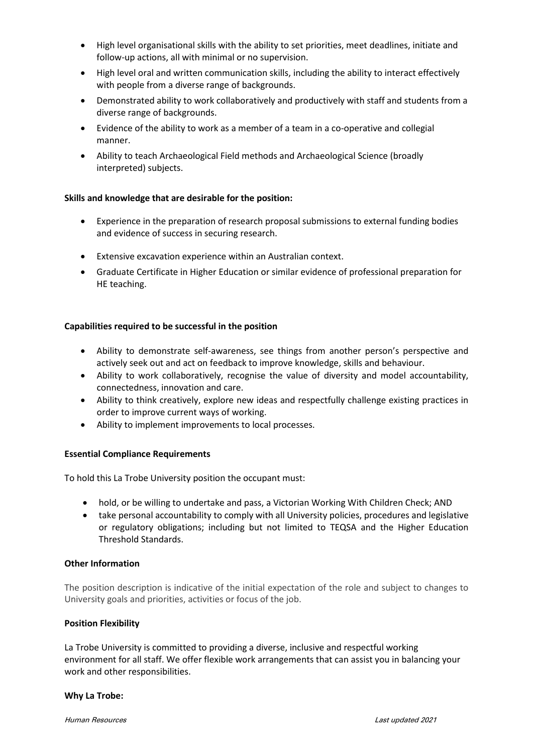- High level organisational skills with the ability to set priorities, meet deadlines, initiate and follow-up actions, all with minimal or no supervision.
- High level oral and written communication skills, including the ability to interact effectively with people from a diverse range of backgrounds.
- Demonstrated ability to work collaboratively and productively with staff and students from a diverse range of backgrounds.
- Evidence of the ability to work as a member of a team in a co-operative and collegial manner.
- Ability to teach Archaeological Field methods and Archaeological Science (broadly interpreted) subjects.

**Skills and knowledge that are desirable for the position:**

- Experience in the preparation of research proposal submissions to external funding bodies and evidence of success in securing research.
- Extensive excavation experience within an Australian context.
- Graduate Certificate in Higher Education or similar evidence of professional preparation for HE teaching.

**Capabilities required to be successful in the position**

- Ability to demonstrate self-awareness, see things from another person's perspective and actively seek out and act on feedback to improve knowledge, skills and behaviour.
- Ability to work collaboratively, recognise the value of diversity and model accountability, connectedness, innovation and care.
- Ability to think creatively, explore new ideas and respectfully challenge existing practices in order to improve current ways of working.
- Ability to implement improvements to local processes.

**Essential Compliance Requirements**

To hold this La Trobe University position the occupant must:

- hold, or be willing to undertake and pass, a Victorian Working With Children Check; AND
- take personal accountability to comply with all University policies, procedures and legislative or regulatory obligations; including but not limited to TEQSA and the Higher Education Threshold Standards.

**Other Information**

The position description is indicative of the initial expectation of the role and subject to changes to University goals and priorities, activities or focus of the job.

**Position Flexibility**

La Trobe University is committed to providing a diverse, inclusive and respectful working environment for all staff. We offer flexible work arrangements that can assist you in balancing your work and other responsibilities.

**Why La Trobe:**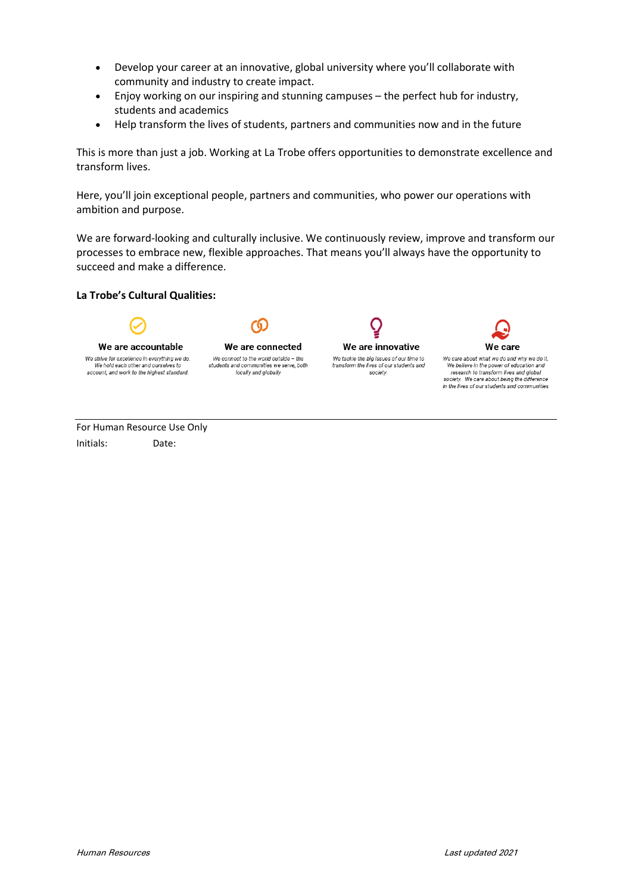- Develop your career at an innovative, global university where you'll collaborate with community and industry to create impact.
- Enjoy working on our inspiring and stunning campuses – the perfect hub for industry, students and academics
- Help transform the lives of students, partners and communities now and in the future

This is more than just a job. Working at La Trobe offers opportunities to demonstrate excellence and transform lives.

Here, you'll join exceptional people, partners and communities, who power our operations with ambition and purpose.

We are forward-looking and culturally inclusive. We continuously review, improve and transform our processes to embrace new, flexible approaches. That means you'll always have the opportunity to succeed and make a difference.

**La Trobe's Cultural Qualities:**

**We are accountable**
We strive for excellence in everything we do. We hold each other and ourselves to account, and work to the highest standard.

**We are connected**
We connect to the world outside – the students and communities we serve, both locally and globally

**We are innovative**
We tackle the big issues of our time to transform the lives of our students and society.

**We care**
We care about what we do and why we do it. We believe in the power of education and research to transform lives and global society. We care about being the difference in the lives of our students and communities

---

For Human Resource Use Only

Initials: Date: